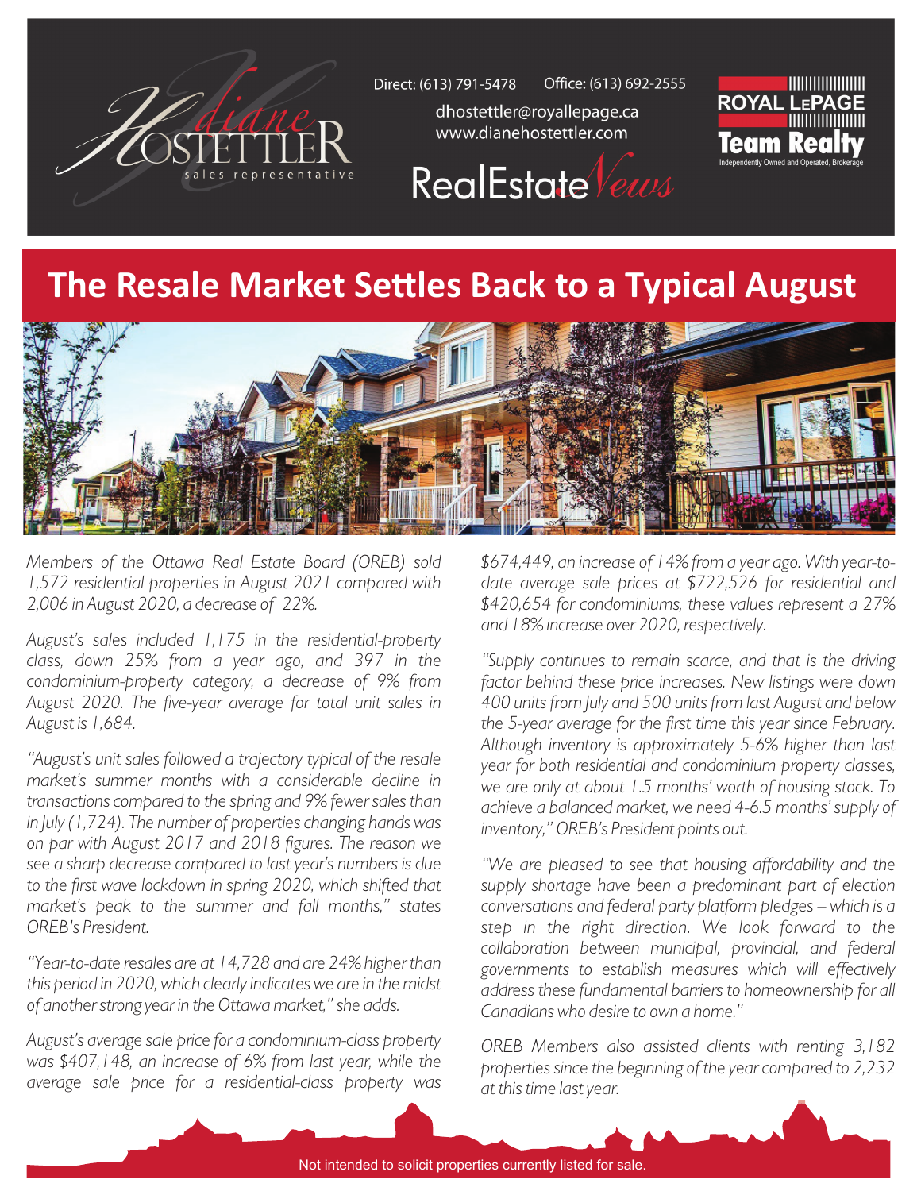Direct: (613) 791-5478 Office: (613) 692-2555

dhostettler@royallepage.ca
www.dianehostettler.com

Diane Hostettler
sales representative

RealEstate News

ROYAL LEPAGE
Team Realty
Independently Owned and Operated, Brokerage

# The Resale Market Settles Back to a Typical August

*Members of the Ottawa Real Estate Board (OREB) sold 1,572 residential properties in August 2021 compared with 2,006 in August 2020, a decrease of 22%.*

*August's sales included 1,175 in the residential-property class, down 25% from a year ago, and 397 in the condominium-property category, a decrease of 9% from August 2020. The five-year average for total unit sales in August is 1,684.*

*"August's unit sales followed a trajectory typical of the resale market's summer months with a considerable decline in transactions compared to the spring and 9% fewer sales than in July (1,724). The number of properties changing hands was on par with August 2017 and 2018 figures. The reason we see a sharp decrease compared to last year's numbers is due to the first wave lockdown in spring 2020, which shifted that market's peak to the summer and fall months," states OREB's President.*

*"Year-to-date resales are at 14,728 and are 24% higher than this period in 2020, which clearly indicates we are in the midst of another strong year in the Ottawa market," she adds.*

*August's average sale price for a condominium-class property was $407,148, an increase of 6% from last year, while the average sale price for a residential-class property was $674,449, an increase of 14% from a year ago. With year-to-date average sale prices at $722,526 for residential and $420,654 for condominiums, these values represent a 27% and 18% increase over 2020, respectively.*

*"Supply continues to remain scarce, and that is the driving factor behind these price increases. New listings were down 400 units from July and 500 units from last August and below the 5-year average for the first time this year since February. Although inventory is approximately 5-6% higher than last year for both residential and condominium property classes, we are only at about 1.5 months' worth of housing stock. To achieve a balanced market, we need 4-6.5 months' supply of inventory," OREB's President points out.*

*"We are pleased to see that housing affordability and the supply shortage have been a predominant part of election conversations and federal party platform pledges – which is a step in the right direction. We look forward to the collaboration between municipal, provincial, and federal governments to establish measures which will effectively address these fundamental barriers to homeownership for all Canadians who desire to own a home."*

*OREB Members also assisted clients with renting 3,182 properties since the beginning of the year compared to 2,232 at this time last year.*

Not intended to solicit properties currently listed for sale.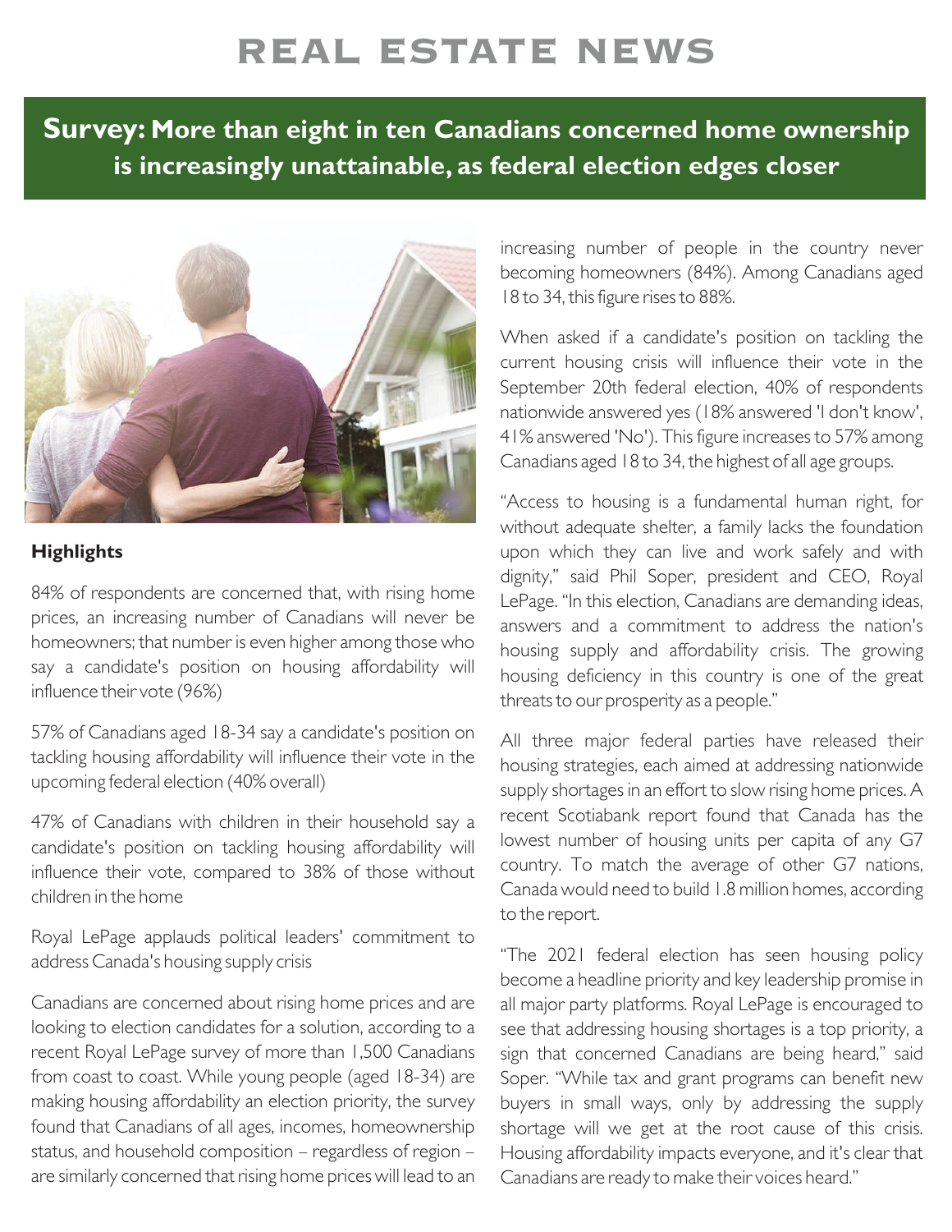# REAL ESTATE NEWS

## Survey: More than eight in ten Canadians concerned home ownership is increasingly unattainable, as federal election edges closer

**Highlights**

84% of respondents are concerned that, with rising home prices, an increasing number of Canadians will never be homeowners; that number is even higher among those who say a candidate's position on housing affordability will influence their vote (96%)

57% of Canadians aged 18-34 say a candidate's position on tackling housing affordability will influence their vote in the upcoming federal election (40% overall)

47% of Canadians with children in their household say a candidate's position on tackling housing affordability will influence their vote, compared to 38% of those without children in the home

Royal LePage applauds political leaders' commitment to address Canada's housing supply crisis

Canadians are concerned about rising home prices and are looking to election candidates for a solution, according to a recent Royal LePage survey of more than 1,500 Canadians from coast to coast. While young people (aged 18-34) are making housing affordability an election priority, the survey found that Canadians of all ages, incomes, homeownership status, and household composition – regardless of region – are similarly concerned that rising home prices will lead to an increasing number of people in the country never becoming homeowners (84%). Among Canadians aged 18 to 34, this figure rises to 88%.

When asked if a candidate's position on tackling the current housing crisis will influence their vote in the September 20th federal election, 40% of respondents nationwide answered yes (18% answered 'I don't know', 41% answered 'No'). This figure increases to 57% among Canadians aged 18 to 34, the highest of all age groups.

"Access to housing is a fundamental human right, for without adequate shelter, a family lacks the foundation upon which they can live and work safely and with dignity," said Phil Soper, president and CEO, Royal LePage. "In this election, Canadians are demanding ideas, answers and a commitment to address the nation's housing supply and affordability crisis. The growing housing deficiency in this country is one of the great threats to our prosperity as a people."

All three major federal parties have released their housing strategies, each aimed at addressing nationwide supply shortages in an effort to slow rising home prices. A recent Scotiabank report found that Canada has the lowest number of housing units per capita of any G7 country. To match the average of other G7 nations, Canada would need to build 1.8 million homes, according to the report.

"The 2021 federal election has seen housing policy become a headline priority and key leadership promise in all major party platforms. Royal LePage is encouraged to see that addressing housing shortages is a top priority, a sign that concerned Canadians are being heard," said Soper. "While tax and grant programs can benefit new buyers in small ways, only by addressing the supply shortage will we get at the root cause of this crisis. Housing affordability impacts everyone, and it's clear that Canadians are ready to make their voices heard."